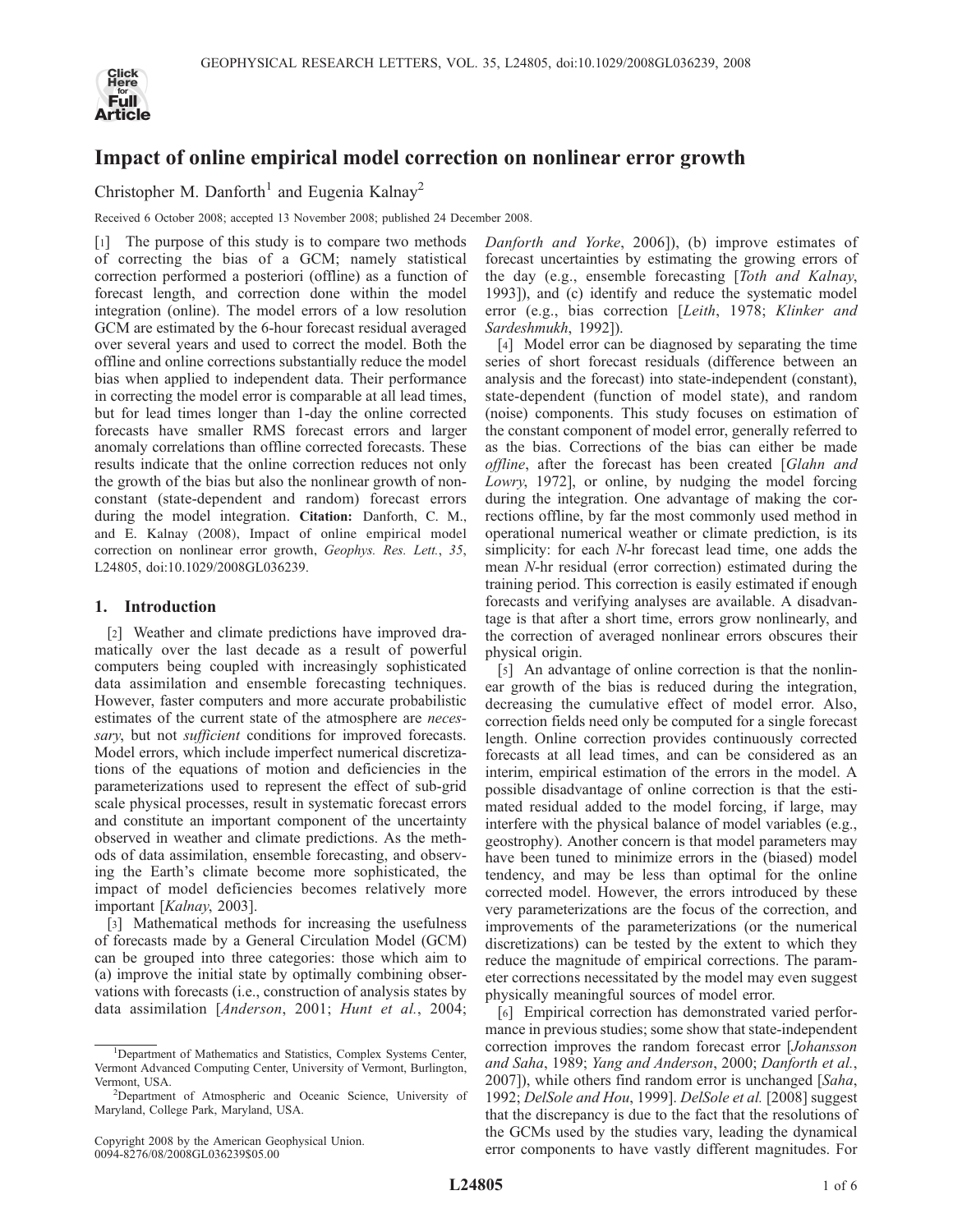# Impact of online empirical model correction on nonlinear error growth

Christopher M. Danforth[1] and Eugenia Kalnay[2]

Received 6 October 2008; accepted 13 November 2008; published 24 December 2008.

[1] The purpose of this study is to compare two methods of correcting the bias of a GCM; namely statistical correction performed a posteriori (offline) as a function of forecast length, and correction done within the model integration (online). The model errors of a low resolution GCM are estimated by the 6-hour forecast residual averaged over several years and used to correct the model. Both the offline and online corrections substantially reduce the model bias when applied to independent data. Their performance in correcting the model error is comparable at all lead times, but for lead times longer than 1-day the online corrected forecasts have smaller RMS forecast errors and larger anomaly correlations than offline corrected forecasts. These results indicate that the online correction reduces not only the growth of the bias but also the nonlinear growth of non-constant (state-dependent and random) forecast errors during the model integration. **Citation:** Danforth, C. M., and E. Kalnay (2008), Impact of online empirical model correction on nonlinear error growth, *Geophys. Res. Lett.*, *35*, L24805, doi:10.1029/2008GL036239.

## 1. Introduction

[2] Weather and climate predictions have improved dramatically over the last decade as a result of powerful computers being coupled with increasingly sophisticated data assimilation and ensemble forecasting techniques. However, faster computers and more accurate probabilistic estimates of the current state of the atmosphere are *necessary*, but not *sufficient* conditions for improved forecasts. Model errors, which include imperfect numerical discretizations of the equations of motion and deficiencies in the parameterizations used to represent the effect of sub-grid scale physical processes, result in systematic forecast errors and constitute an important component of the uncertainty observed in weather and climate predictions. As the methods of data assimilation, ensemble forecasting, and observing the Earth's climate become more sophisticated, the impact of model deficiencies becomes relatively more important [*Kalnay*, 2003].

[3] Mathematical methods for increasing the usefulness of forecasts made by a General Circulation Model (GCM) can be grouped into three categories: those which aim to (a) improve the initial state by optimally combining observations with forecasts (i.e., construction of analysis states by data assimilation [*Anderson*, 2001; *Hunt et al.*, 2004; *Danforth and Yorke*, 2006]), (b) improve estimates of forecast uncertainties by estimating the growing errors of the day (e.g., ensemble forecasting [*Toth and Kalnay*, 1993]), and (c) identify and reduce the systematic model error (e.g., bias correction [*Leith*, 1978; *Klinker and Sardeshmukh*, 1992]).

[4] Model error can be diagnosed by separating the time series of short forecast residuals (difference between an analysis and the forecast) into state-independent (constant), state-dependent (function of model state), and random (noise) components. This study focuses on estimation of the constant component of model error, generally referred to as the bias. Corrections of the bias can either be made *offline*, after the forecast has been created [*Glahn and Lowry*, 1972], or online, by nudging the model forcing during the integration. One advantage of making the corrections offline, by far the most commonly used method in operational numerical weather or climate prediction, is its simplicity: for each *N*-hr forecast lead time, one adds the mean *N*-hr residual (error correction) estimated during the training period. This correction is easily estimated if enough forecasts and verifying analyses are available. A disadvantage is that after a short time, errors grow nonlinearly, and the correction of averaged nonlinear errors obscures their physical origin.

[5] An advantage of online correction is that the nonlinear growth of the bias is reduced during the integration, decreasing the cumulative effect of model error. Also, correction fields need only be computed for a single forecast length. Online correction provides continuously corrected forecasts at all lead times, and can be considered as an interim, empirical estimation of the errors in the model. A possible disadvantage of online correction is that the estimated residual added to the model forcing, if large, may interfere with the physical balance of model variables (e.g., geostrophy). Another concern is that model parameters may have been tuned to minimize errors in the (biased) model tendency, and may be less than optimal for the online corrected model. However, the errors introduced by these very parameterizations are the focus of the correction, and improvements of the parameterizations (or the numerical discretizations) can be tested by the extent to which they reduce the magnitude of empirical corrections. The parameter corrections necessitated by the model may even suggest physically meaningful sources of model error.

[6] Empirical correction has demonstrated varied performance in previous studies; some show that state-independent correction improves the random forecast error [*Johansson and Saha*, 1989; *Yang and Anderson*, 2000; *Danforth et al.*, 2007]), while others find random error is unchanged [*Saha*, 1992; *DelSole and Hou*, 1999]. *DelSole et al.* [2008] suggest that the discrepancy is due to the fact that the resolutions of the GCMs used by the studies vary, leading the dynamical error components to have vastly different magnitudes. For

[1] Department of Mathematics and Statistics, Complex Systems Center, Vermont Advanced Computing Center, University of Vermont, Burlington, Vermont, USA.

[2] Department of Atmospheric and Oceanic Science, University of Maryland, College Park, Maryland, USA.

Copyright 2008 by the American Geophysical Union.
0094-8276/08/2008GL036239$05.00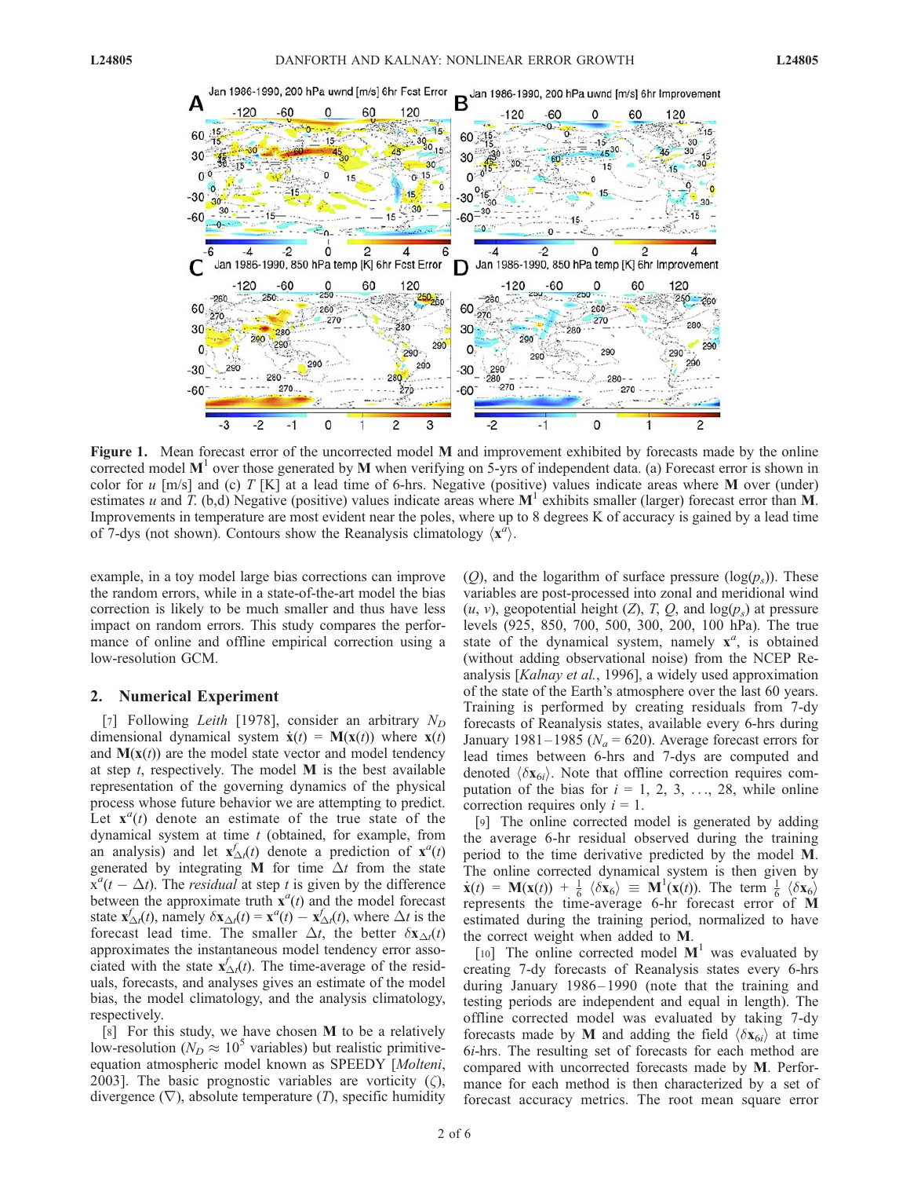**Figure 1.** Mean forecast error of the uncorrected model **M** and improvement exhibited by forecasts made by the online corrected model $\mathbf{M}^1$ over those generated by **M** when verifying on 5-yrs of independent data. (a) Forecast error is shown in color for $u$ [m/s] and (c) $T$ [K] at a lead time of 6-hrs. Negative (positive) values indicate areas where **M** over (under) estimates $u$ and $T$. (b,d) Negative (positive) values indicate areas where $\mathbf{M}^1$ exhibits smaller (larger) forecast error than **M**. Improvements in temperature are most evident near the poles, where up to 8 degrees K of accuracy is gained by a lead time of 7-dys (not shown). Contours show the Reanalysis climatology $\langle \mathbf{x}^a \rangle$.

example, in a toy model large bias corrections can improve the random errors, while in a state-of-the-art model the bias correction is likely to be much smaller and thus have less impact on random errors. This study compares the performance of online and offline empirical correction using a low-resolution GCM.

## 2. Numerical Experiment

[7] Following *Leith* [1978], consider an arbitrary $N_D$ dimensional dynamical system $\dot{\mathbf{x}}(t) = \mathbf{M}(\mathbf{x}(t))$ where $\mathbf{x}(t)$ and $\mathbf{M}(\mathbf{x}(t))$ are the model state vector and model tendency at step $t$, respectively. The model **M** is the best available representation of the governing dynamics of the physical process whose future behavior we are attempting to predict. Let $\mathbf{x}^a(t)$ denote an estimate of the true state of the dynamical system at time $t$ (obtained, for example, from an analysis) and let $\mathbf{x}^f_{\Delta t}(t)$ denote a prediction of $\mathbf{x}^a(t)$ generated by integrating **M** for time $\Delta t$ from the state $\mathbf{x}^a(t - \Delta t)$. The *residual* at step $t$ is given by the difference between the approximate truth $\mathbf{x}^a(t)$ and the model forecast state $\mathbf{x}^f_{\Delta t}(t)$, namely $\delta \mathbf{x}_{\Delta t}(t) = \mathbf{x}^a(t) - \mathbf{x}^f_{\Delta t}(t)$, where $\Delta t$ is the forecast lead time. The smaller $\Delta t$, the better $\delta \mathbf{x}_{\Delta t}(t)$ approximates the instantaneous model tendency error associated with the state $\mathbf{x}^f_{\Delta t}(t)$. The time-average of the residuals, forecasts, and analyses gives an estimate of the model bias, the model climatology, and the analysis climatology, respectively.

[8] For this study, we have chosen **M** to be a relatively low-resolution ($N_D \approx 10^5$ variables) but realistic primitive-equation atmospheric model known as SPEEDY [*Molteni*, 2003]. The basic prognostic variables are vorticity ($\zeta$), divergence ($\nabla$), absolute temperature ($T$), specific humidity ($Q$), and the logarithm of surface pressure ($\log(p_s)$). These variables are post-processed into zonal and meridional wind ($u$, $v$), geopotential height ($Z$), $T$, $Q$, and $\log(p_s)$ at pressure levels (925, 850, 700, 500, 300, 200, 100 hPa). The true state of the dynamical system, namely $\mathbf{x}^a$, is obtained (without adding observational noise) from the NCEP Reanalysis [*Kalnay et al.*, 1996], a widely used approximation of the state of the Earth's atmosphere over the last 60 years. Training is performed by creating residuals from 7-dy forecasts of Reanalysis states, available every 6-hrs during January 1981–1985 ($N_a = 620$). Average forecast errors for lead times between 6-hrs and 7-dys are computed and denoted $\langle \delta \mathbf{x}_{6i} \rangle$. Note that offline correction requires computation of the bias for $i = 1, 2, 3, \ldots, 28$, while online correction requires only $i = 1$.

[9] The online corrected model is generated by adding the average 6-hr residual observed during the training period to the time derivative predicted by the model **M**. The online corrected dynamical system is then given by $\dot{\mathbf{x}}(t) = \mathbf{M}(\mathbf{x}(t)) + \frac{1}{6} \langle \delta \mathbf{x}_6 \rangle \equiv \mathbf{M}^1(\mathbf{x}(t))$. The term $\frac{1}{6} \langle \delta \mathbf{x}_6 \rangle$ represents the time-average 6-hr forecast error of **M** estimated during the training period, normalized to have the correct weight when added to **M**.

[10] The online corrected model $\mathbf{M}^1$ was evaluated by creating 7-dy forecasts of Reanalysis states every 6-hrs during January 1986–1990 (note that the training and testing periods are independent and equal in length). The offline corrected model was evaluated by taking 7-dy forecasts made by **M** and adding the field $\langle \delta \mathbf{x}_{6i} \rangle$ at time $6i$-hrs. The resulting set of forecasts for each method are compared with uncorrected forecasts made by **M**. Performance for each method is then characterized by a set of forecast accuracy metrics. The root mean square error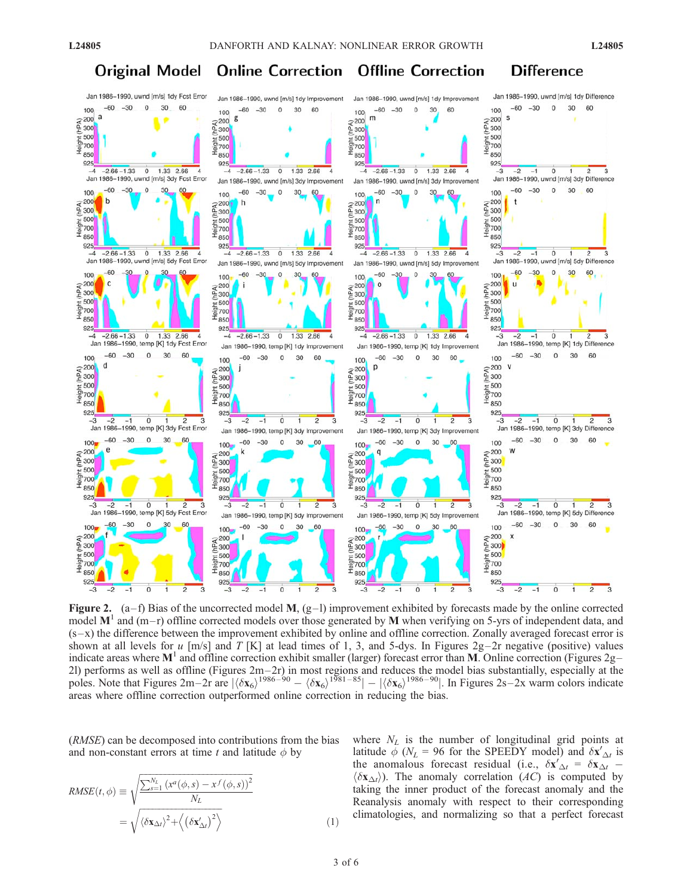**Figure 2.** (a–f) Bias of the uncorrected model **M**, (g–l) improvement exhibited by forecasts made by the online corrected model $\mathbf{M}^1$ and (m–r) offline corrected models over those generated by **M** when verifying on 5-yrs of independent data, and (s–x) the difference between the improvement exhibited by online and offline correction. Zonally averaged forecast error is shown at all levels for $u$ [m/s] and $T$ [K] at lead times of 1, 3, and 5-dys. In Figures 2g–2r negative (positive) values indicate areas where $\mathbf{M}^1$ and offline correction exhibit smaller (larger) forecast error than **M**. Online correction (Figures 2g–2l) performs as well as offline (Figures 2m–2r) in most regions and reduces the model bias substantially, especially at the poles. Note that Figures 2m–2r are $|\langle\delta\mathbf{x}_6\rangle^{1986-90} - \langle\delta\mathbf{x}_6\rangle^{1981-85}| - |\langle\delta\mathbf{x}_6\rangle^{1986-90}|$. In Figures 2s–2x warm colors indicate areas where offline correction outperformed online correction in reducing the bias.

(*RMSE*) can be decomposed into contributions from the bias and non-constant errors at time $t$ and latitude $\phi$ by

$$RMSE(t,\phi) \equiv \sqrt{\frac{\sum_{s=1}^{N_L}\left(x^a(\phi,s) - x^f(\phi,s)\right)^2}{N_L}} = \sqrt{\langle\delta\mathbf{x}_{\Delta t}\rangle^2 + \left\langle\left(\delta\mathbf{x}'_{\Delta t}\right)^2\right\rangle} \quad (1)$$

where $N_L$ is the number of longitudinal grid points at latitude $\phi$ ($N_L$ = 96 for the SPEEDY model) and $\delta\mathbf{x}'_{\Delta t}$ is the anomalous forecast residual (i.e., $\delta\mathbf{x}'_{\Delta t} = \delta\mathbf{x}_{\Delta t} - \langle\delta\mathbf{x}_{\Delta t}\rangle$). The anomaly correlation (*AC*) is computed by taking the inner product of the forecast anomaly and the Reanalysis anomaly with respect to their corresponding climatologies, and normalizing so that a perfect forecast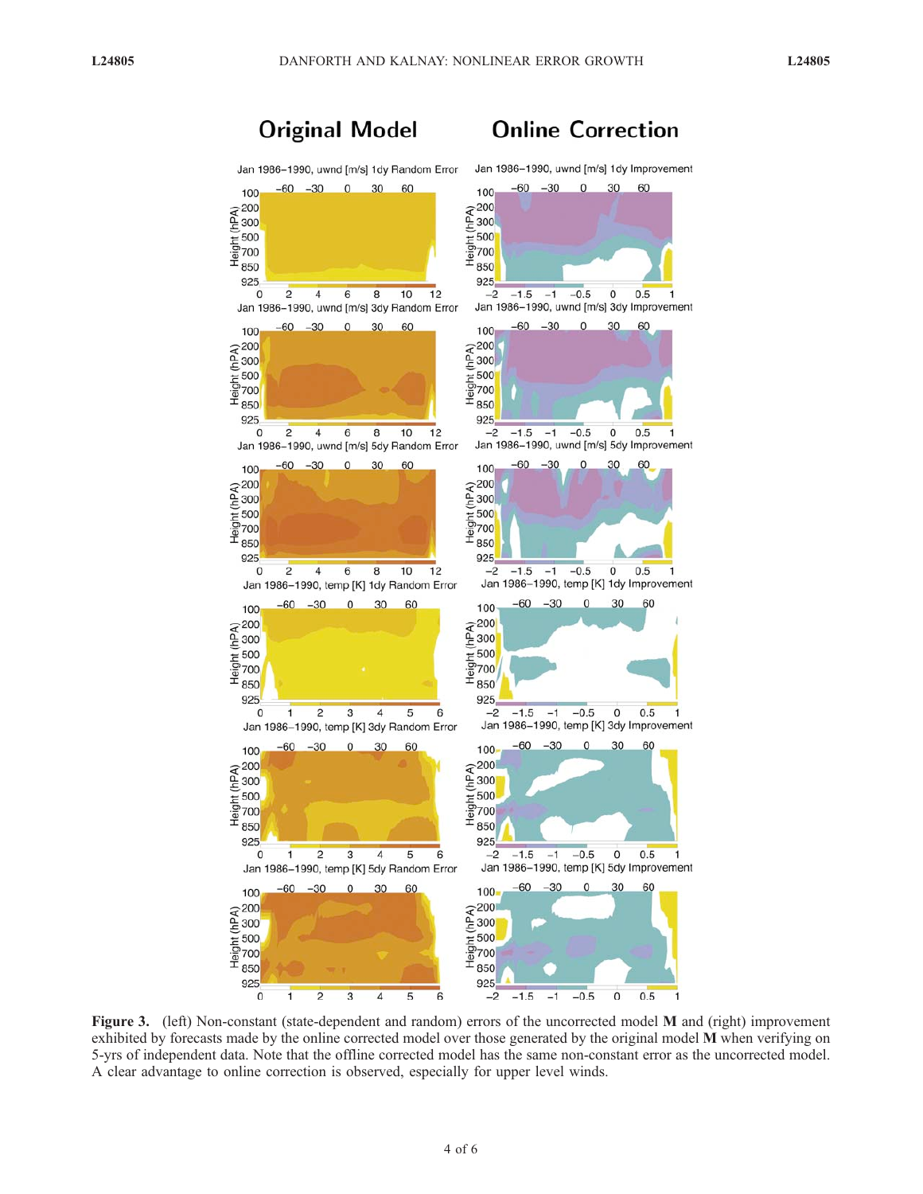**Figure 3.** (left) Non-constant (state-dependent and random) errors of the uncorrected model **M** and (right) improvement exhibited by forecasts made by the online corrected model over those generated by the original model **M** when verifying on 5-yrs of independent data. Note that the offline corrected model has the same non-constant error as the uncorrected model. A clear advantage to online correction is observed, especially for upper level winds.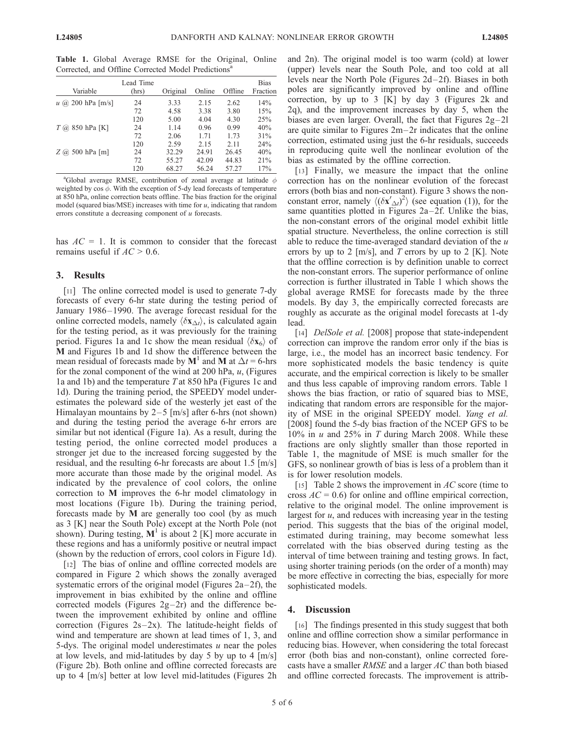**Table 1.** Global Average RMSE for the Original, Online Corrected, and Offline Corrected Model Predictions[a]

| Variable | Lead Time (hrs) | Original | Online | Offline | Bias Fraction |
|---|---|---|---|---|---|
| $u$ @ 200 hPa [m/s] | 24 | 3.33 | 2.15 | 2.62 | 14% |
| | 72 | 4.58 | 3.38 | 3.80 | 15% |
| | 120 | 5.00 | 4.04 | 4.30 | 25% |
| $T$ @ 850 hPa [K] | 24 | 1.14 | 0.96 | 0.99 | 40% |
| | 72 | 2.06 | 1.71 | 1.73 | 31% |
| | 120 | 2.59 | 2.15 | 2.11 | 24% |
| $Z$ @ 500 hPa [m] | 24 | 32.29 | 24.91 | 26.45 | 40% |
| | 72 | 55.27 | 42.09 | 44.83 | 21% |
| | 120 | 68.27 | 56.24 | 57.27 | 17% |

[a]Global average RMSE, contribution of zonal average at latitude $\phi$ weighted by cos $\phi$. With the exception of 5-dy lead forecasts of temperature at 850 hPa, online correction beats offline. The bias fraction for the original model (squared bias/MSE) increases with time for $u$, indicating that random errors constitute a decreasing component of $u$ forecasts.

has $AC$ = 1. It is common to consider that the forecast remains useful if $AC > 0.6$.

## 3. Results

[11] The online corrected model is used to generate 7-dy forecasts of every 6-hr state during the testing period of January 1986–1990. The average forecast residual for the online corrected models, namely $\langle \delta \mathbf{x}_{\Delta t} \rangle$, is calculated again for the testing period, as it was previously for the training period. Figures 1a and 1c show the mean residual $\langle \delta \mathbf{x}_6 \rangle$ of $\mathbf{M}$ and Figures 1b and 1d show the difference between the mean residual of forecasts made by $\mathbf{M}^1$ and $\mathbf{M}$ at $\Delta t$ = 6-hrs for the zonal component of the wind at 200 hPa, $u$, (Figures 1a and 1b) and the temperature $T$ at 850 hPa (Figures 1c and 1d). During the training period, the SPEEDY model underestimates the poleward side of the westerly jet east of the Himalayan mountains by 2–5 [m/s] after 6-hrs (not shown) and during the testing period the average 6-hr errors are similar but not identical (Figure 1a). As a result, during the testing period, the online corrected model produces a stronger jet due to the increased forcing suggested by the residual, and the resulting 6-hr forecasts are about 1.5 [m/s] more accurate than those made by the original model. As indicated by the prevalence of cool colors, the online correction to $\mathbf{M}$ improves the 6-hr model climatology in most locations (Figure 1b). During the training period, forecasts made by $\mathbf{M}$ are generally too cool (by as much as 3 [K] near the South Pole) except at the North Pole (not shown). During testing, $\mathbf{M}^1$ is about 2 [K] more accurate in these regions and has a uniformly positive or neutral impact (shown by the reduction of errors, cool colors in Figure 1d).

[12] The bias of online and offline corrected models are compared in Figure 2 which shows the zonally averaged systematic errors of the original model (Figures 2a–2f), the improvement in bias exhibited by the online and offline corrected models (Figures 2g–2r) and the difference between the improvement exhibited by online and offline correction (Figures 2s–2x). The latitude-height fields of wind and temperature are shown at lead times of 1, 3, and 5-dys. The original model underestimates $u$ near the poles at low levels, and mid-latitudes by day 5 by up to 4 [m/s] (Figure 2b). Both online and offline corrected forecasts are up to 4 [m/s] better at low level mid-latitudes (Figures 2h and 2n). The original model is too warm (cold) at lower (upper) levels near the South Pole, and too cold at all levels near the North Pole (Figures 2d–2f). Biases in both poles are significantly improved by online and offline correction, by up to 3 [K] by day 3 (Figures 2k and 2q), and the improvement increases by day 5, when the biases are even larger. Overall, the fact that Figures 2g–2l are quite similar to Figures 2m–2r indicates that the online correction, estimated using just the 6-hr residuals, succeeds in reproducing quite well the nonlinear evolution of the bias as estimated by the offline correction.

[13] Finally, we measure the impact that the online correction has on the nonlinear evolution of the forecast errors (both bias and non-constant). Figure 3 shows the non-constant error, namely $\langle (\delta \mathbf{x}'_{\Delta t})^2 \rangle$ (see equation (1)), for the same quantities plotted in Figures 2a–2f. Unlike the bias, the non-constant errors of the original model exhibit little spatial structure. Nevertheless, the online correction is still able to reduce the time-averaged standard deviation of the $u$ errors by up to 2 [m/s], and $T$ errors by up to 2 [K]. Note that the offline correction is by definition unable to correct the non-constant errors. The superior performance of online correction is further illustrated in Table 1 which shows the global average RMSE for forecasts made by the three models. By day 3, the empirically corrected forecasts are roughly as accurate as the original model forecasts at 1-dy lead.

[14] *DelSole et al.* [2008] propose that state-independent correction can improve the random error only if the bias is large, i.e., the model has an incorrect basic tendency. For more sophisticated models the basic tendency is quite accurate, and the empirical correction is likely to be smaller and thus less capable of improving random errors. Table 1 shows the bias fraction, or ratio of squared bias to MSE, indicating that random errors are responsible for the majority of MSE in the original SPEEDY model. *Yang et al.* [2008] found the 5-dy bias fraction of the NCEP GFS to be 10% in $u$ and 25% in $T$ during March 2008. While these fractions are only slightly smaller than those reported in Table 1, the magnitude of MSE is much smaller for the GFS, so nonlinear growth of bias is less of a problem than it is for lower resolution models.

[15] Table 2 shows the improvement in $AC$ score (time to cross $AC$ = 0.6) for online and offline empirical correction, relative to the original model. The online improvement is largest for $u$, and reduces with increasing year in the testing period. This suggests that the bias of the original model, estimated during training, may become somewhat less correlated with the bias observed during testing as the interval of time between training and testing grows. In fact, using shorter training periods (on the order of a month) may be more effective in correcting the bias, especially for more sophisticated models.

## 4. Discussion

[16] The findings presented in this study suggest that both online and offline correction show a similar performance in reducing bias. However, when considering the total forecast error (both bias and non-constant), online corrected forecasts have a smaller *RMSE* and a larger *AC* than both biased and offline corrected forecasts. The improvement is attrib-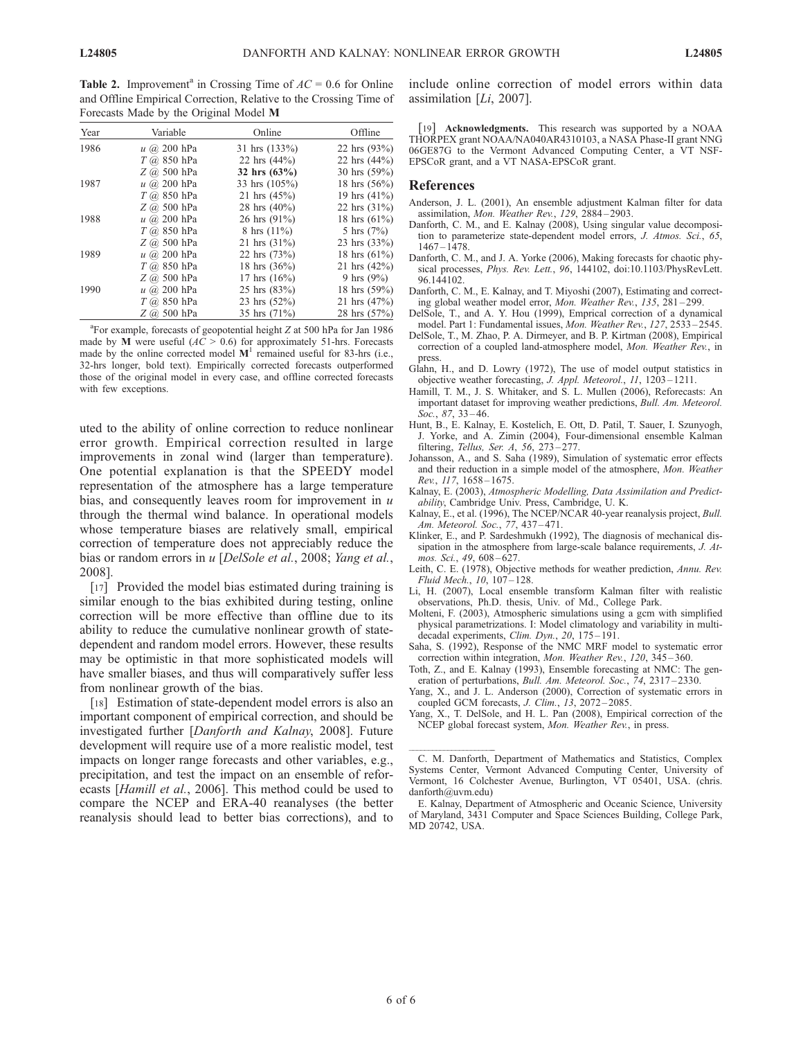**Table 2.** Improvement[a] in Crossing Time of $AC = 0.6$ for Online and Offline Empirical Correction, Relative to the Crossing Time of Forecasts Made by the Original Model **M**

| Year | Variable | Online | Offline |
|---|---|---|---|
| 1986 | $u$ @ 200 hPa | 31 hrs (133%) | 22 hrs (93%) |
| | $T$ @ 850 hPa | 22 hrs (44%) | 22 hrs (44%) |
| | $Z$ @ 500 hPa | **32 hrs (63%)** | 30 hrs (59%) |
| 1987 | $u$ @ 200 hPa | 33 hrs (105%) | 18 hrs (56%) |
| | $T$ @ 850 hPa | 21 hrs (45%) | 19 hrs (41%) |
| | $Z$ @ 500 hPa | 28 hrs (40%) | 22 hrs (31%) |
| 1988 | $u$ @ 200 hPa | 26 hrs (91%) | 18 hrs (61%) |
| | $T$ @ 850 hPa | 8 hrs (11%) | 5 hrs (7%) |
| | $Z$ @ 500 hPa | 21 hrs (31%) | 23 hrs (33%) |
| 1989 | $u$ @ 200 hPa | 22 hrs (73%) | 18 hrs (61%) |
| | $T$ @ 850 hPa | 18 hrs (36%) | 21 hrs (42%) |
| | $Z$ @ 500 hPa | 17 hrs (16%) | 9 hrs (9%) |
| 1990 | $u$ @ 200 hPa | 25 hrs (83%) | 18 hrs (59%) |
| | $T$ @ 850 hPa | 23 hrs (52%) | 21 hrs (47%) |
| | $Z$ @ 500 hPa | 35 hrs (71%) | 28 hrs (57%) |

[a]For example, forecasts of geopotential height $Z$ at 500 hPa for Jan 1986 made by **M** were useful ($AC > 0.6$) for approximately 51-hrs. Forecasts made by the online corrected model $\mathbf{M}^1$ remained useful for 83-hrs (i.e., 32-hrs longer, bold text). Empirically corrected forecasts outperformed those of the original model in every case, and offline corrected forecasts with few exceptions.

uted to the ability of online correction to reduce nonlinear error growth. Empirical correction resulted in large improvements in zonal wind (larger than temperature). One potential explanation is that the SPEEDY model representation of the atmosphere has a large temperature bias, and consequently leaves room for improvement in $u$ through the thermal wind balance. In operational models whose temperature biases are relatively small, empirical correction of temperature does not appreciably reduce the bias or random errors in $u$ [*DelSole et al.*, 2008; *Yang et al.*, 2008].

[17] Provided the model bias estimated during training is similar enough to the bias exhibited during testing, online correction will be more effective than offline due to its ability to reduce the cumulative nonlinear growth of state-dependent and random model errors. However, these results may be optimistic in that more sophisticated models will have smaller biases, and thus will comparatively suffer less from nonlinear growth of the bias.

[18] Estimation of state-dependent model errors is also an important component of empirical correction, and should be investigated further [*Danforth and Kalnay*, 2008]. Future development will require use of a more realistic model, test impacts on longer range forecasts and other variables, e.g., precipitation, and test the impact on an ensemble of reforecasts [*Hamill et al.*, 2006]. This method could be used to compare the NCEP and ERA-40 reanalyses (the better reanalysis should lead to better bias corrections), and to include online correction of model errors within data assimilation [*Li*, 2007].

[19] **Acknowledgments.** This research was supported by a NOAA THORPEX grant NOAA/NA040AR4310103, a NASA Phase-II grant NNG 06GE87G to the Vermont Advanced Computing Center, a VT NSF-EPSCoR grant, and a VT NASA-EPSCoR grant.

## References

Anderson, J. L. (2001), An ensemble adjustment Kalman filter for data assimilation, *Mon. Weather Rev.*, *129*, 2884–2903.

Danforth, C. M., and E. Kalnay (2008), Using singular value decomposition to parameterize state-dependent model errors, *J. Atmos. Sci.*, *65*, 1467–1478.

Danforth, C. M., and J. A. Yorke (2006), Making forecasts for chaotic physical processes, *Phys. Rev. Lett.*, *96*, 144102, doi:10.1103/PhysRevLett.96.144102.

Danforth, C. M., E. Kalnay, and T. Miyoshi (2007), Estimating and correcting global weather model error, *Mon. Weather Rev.*, *135*, 281–299.

DelSole, T., and A. Y. Hou (1999), Emprical correction of a dynamical model. Part 1: Fundamental issues, *Mon. Weather Rev.*, *127*, 2533–2545.

DelSole, T., M. Zhao, P. A. Dirmeyer, and B. P. Kirtman (2008), Empirical correction of a coupled land-atmosphere model, *Mon. Weather Rev.*, in press.

Glahn, H., and D. Lowry (1972), The use of model output statistics in objective weather forecasting, *J. Appl. Meteorol.*, *11*, 1203–1211.

Hamill, T. M., J. S. Whitaker, and S. L. Mullen (2006), Reforecasts: An important dataset for improving weather predictions, *Bull. Am. Meteorol. Soc.*, *87*, 33–46.

Hunt, B., E. Kalnay, E. Kostelich, E. Ott, D. Patil, T. Sauer, I. Szunyogh, J. Yorke, and A. Zimin (2004), Four-dimensional ensemble Kalman filtering, *Tellus, Ser. A*, *56*, 273–277.

Johansson, A., and S. Saha (1989), Simulation of systematic error effects and their reduction in a simple model of the atmosphere, *Mon. Weather Rev.*, *117*, 1658–1675.

Kalnay, E. (2003), *Atmospheric Modelling, Data Assimilation and Predictability*, Cambridge Univ. Press, Cambridge, U. K.

Kalnay, E., et al. (1996), The NCEP/NCAR 40-year reanalysis project, *Bull. Am. Meteorol. Soc.*, *77*, 437–471.

Klinker, E., and P. Sardeshmukh (1992), The diagnosis of mechanical dissipation in the atmosphere from large-scale balance requirements, *J. Atmos. Sci.*, *49*, 608–627.

Leith, C. E. (1978), Objective methods for weather prediction, *Annu. Rev. Fluid Mech.*, *10*, 107–128.

Li, H. (2007), Local ensemble transform Kalman filter with realistic observations, Ph.D. thesis, Univ. of Md., College Park.

Molteni, F. (2003), Atmospheric simulations using a gcm with simplified physical parametrizations. I: Model climatology and variability in multi-decadal experiments, *Clim. Dyn.*, *20*, 175–191.

Saha, S. (1992), Response of the NMC MRF model to systematic error correction within integration, *Mon. Weather Rev.*, *120*, 345–360.

Toth, Z., and E. Kalnay (1993), Ensemble forecasting at NMC: The generation of perturbations, *Bull. Am. Meteorol. Soc.*, *74*, 2317–2330.

Yang, X., and J. L. Anderson (2000), Correction of systematic errors in coupled GCM forecasts, *J. Clim.*, *13*, 2072–2085.

Yang, X., T. DelSole, and H. L. Pan (2008), Empirical correction of the NCEP global forecast system, *Mon. Weather Rev.*, in press.

---

C. M. Danforth, Department of Mathematics and Statistics, Complex Systems Center, Vermont Advanced Computing Center, University of Vermont, 16 Colchester Avenue, Burlington, VT 05401, USA. (chris.danforth@uvm.edu)

E. Kalnay, Department of Atmospheric and Oceanic Science, University of Maryland, 3431 Computer and Space Sciences Building, College Park, MD 20742, USA.